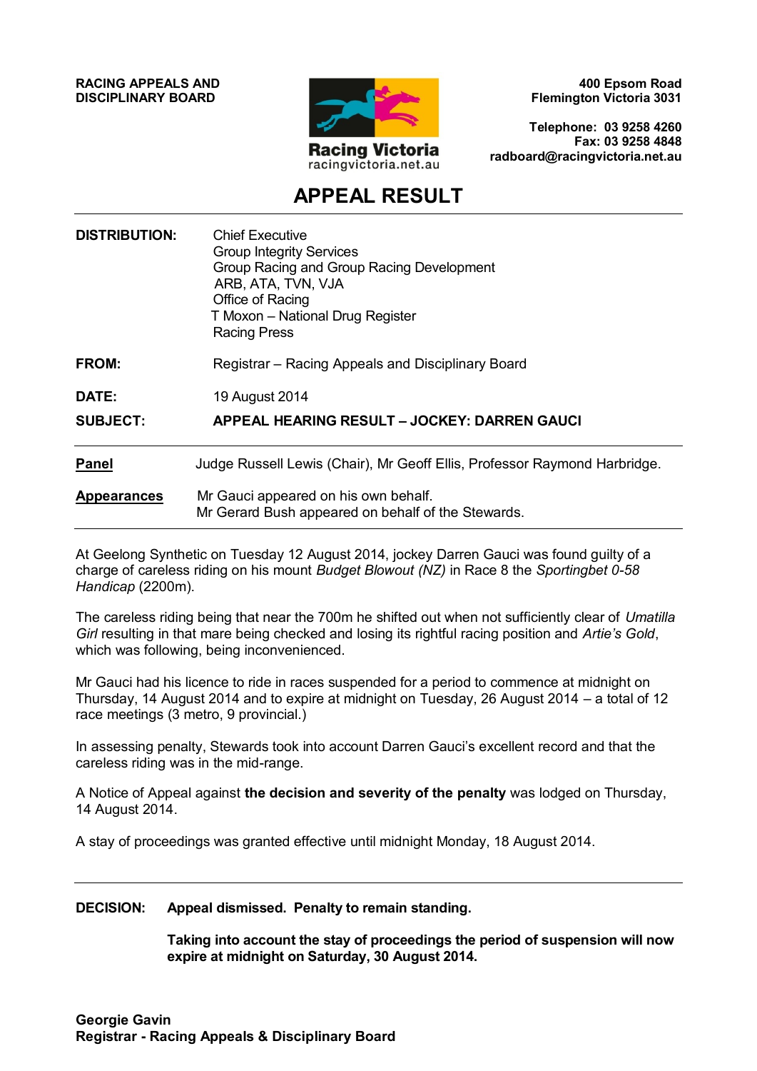**RACING APPEALS AND DISCIPLINARY BOARD**

Racing Victoria
racingvictoria.net.au

**400 Epsom Road**
**Flemington Victoria 3031**

**Telephone: 03 9258 4260**
**Fax: 03 9258 4848**
**radboard@racingvictoria.net.au**

# APPEAL RESULT

---

**DISTRIBUTION:** Chief Executive
Group Integrity Services
Group Racing and Group Racing Development
ARB, ATA, TVN, VJA
Office of Racing
T Moxon – National Drug Register
Racing Press

**FROM:** Registrar – Racing Appeals and Disciplinary Board

**DATE:** 19 August 2014

**SUBJECT:** **APPEAL HEARING RESULT – JOCKEY: DARREN GAUCI**

---

**Panel** Judge Russell Lewis (Chair), Mr Geoff Ellis, Professor Raymond Harbridge.

**Appearances** Mr Gauci appeared on his own behalf.
Mr Gerard Bush appeared on behalf of the Stewards.

---

At Geelong Synthetic on Tuesday 12 August 2014, jockey Darren Gauci was found guilty of a charge of careless riding on his mount *Budget Blowout (NZ)* in Race 8 the *Sportingbet 0-58 Handicap* (2200m).

The careless riding being that near the 700m he shifted out when not sufficiently clear of *Umatilla Girl* resulting in that mare being checked and losing its rightful racing position and *Artie's Gold*, which was following, being inconvenienced.

Mr Gauci had his licence to ride in races suspended for a period to commence at midnight on Thursday, 14 August 2014 and to expire at midnight on Tuesday, 26 August 2014 – a total of 12 race meetings (3 metro, 9 provincial.)

In assessing penalty, Stewards took into account Darren Gauci's excellent record and that the careless riding was in the mid-range.

A Notice of Appeal against **the decision and severity of the penalty** was lodged on Thursday, 14 August 2014.

A stay of proceedings was granted effective until midnight Monday, 18 August 2014.

---

**DECISION:** **Appeal dismissed. Penalty to remain standing.**

**Taking into account the stay of proceedings the period of suspension will now expire at midnight on Saturday, 30 August 2014.**

**Georgie Gavin**
**Registrar - Racing Appeals & Disciplinary Board**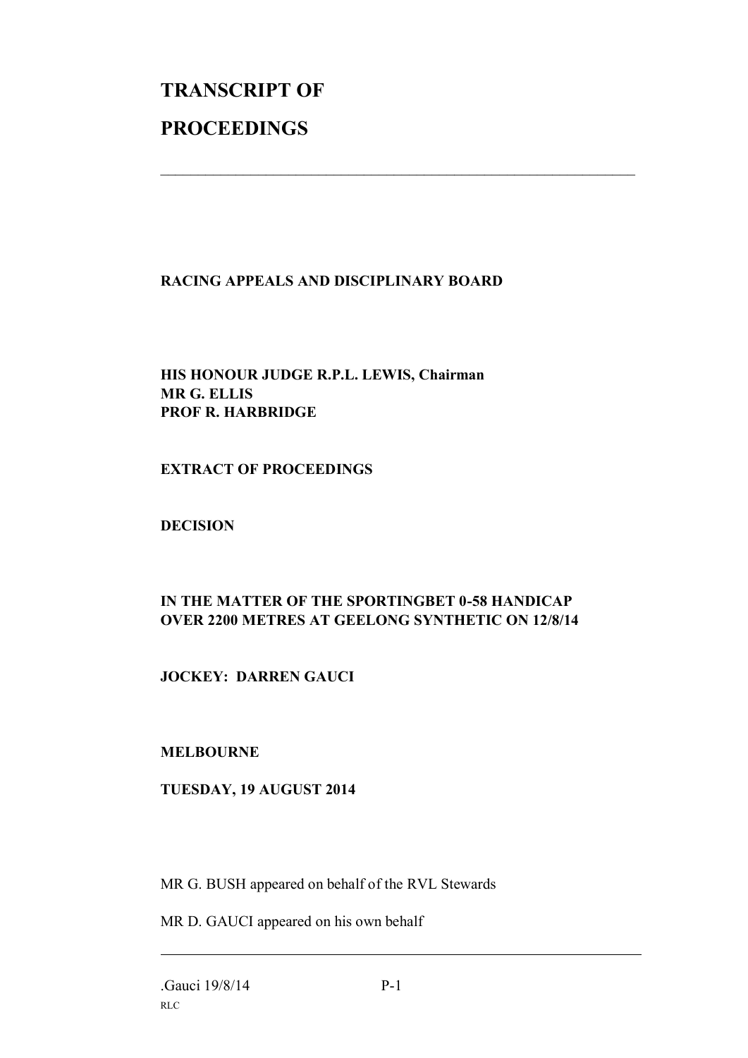# TRANSCRIPT OF

# PROCEEDINGS

---

**RACING APPEALS AND DISCIPLINARY BOARD**

**HIS HONOUR JUDGE R.P.L. LEWIS, Chairman**
**MR G. ELLIS**
**PROF R. HARBRIDGE**

**EXTRACT OF PROCEEDINGS**

**DECISION**

**IN THE MATTER OF THE SPORTINGBET 0-58 HANDICAP OVER 2200 METRES AT GEELONG SYNTHETIC ON 12/8/14**

**JOCKEY: DARREN GAUCI**

**MELBOURNE**

**TUESDAY, 19 AUGUST 2014**

MR G. BUSH appeared on behalf of the RVL Stewards

MR D. GAUCI appeared on his own behalf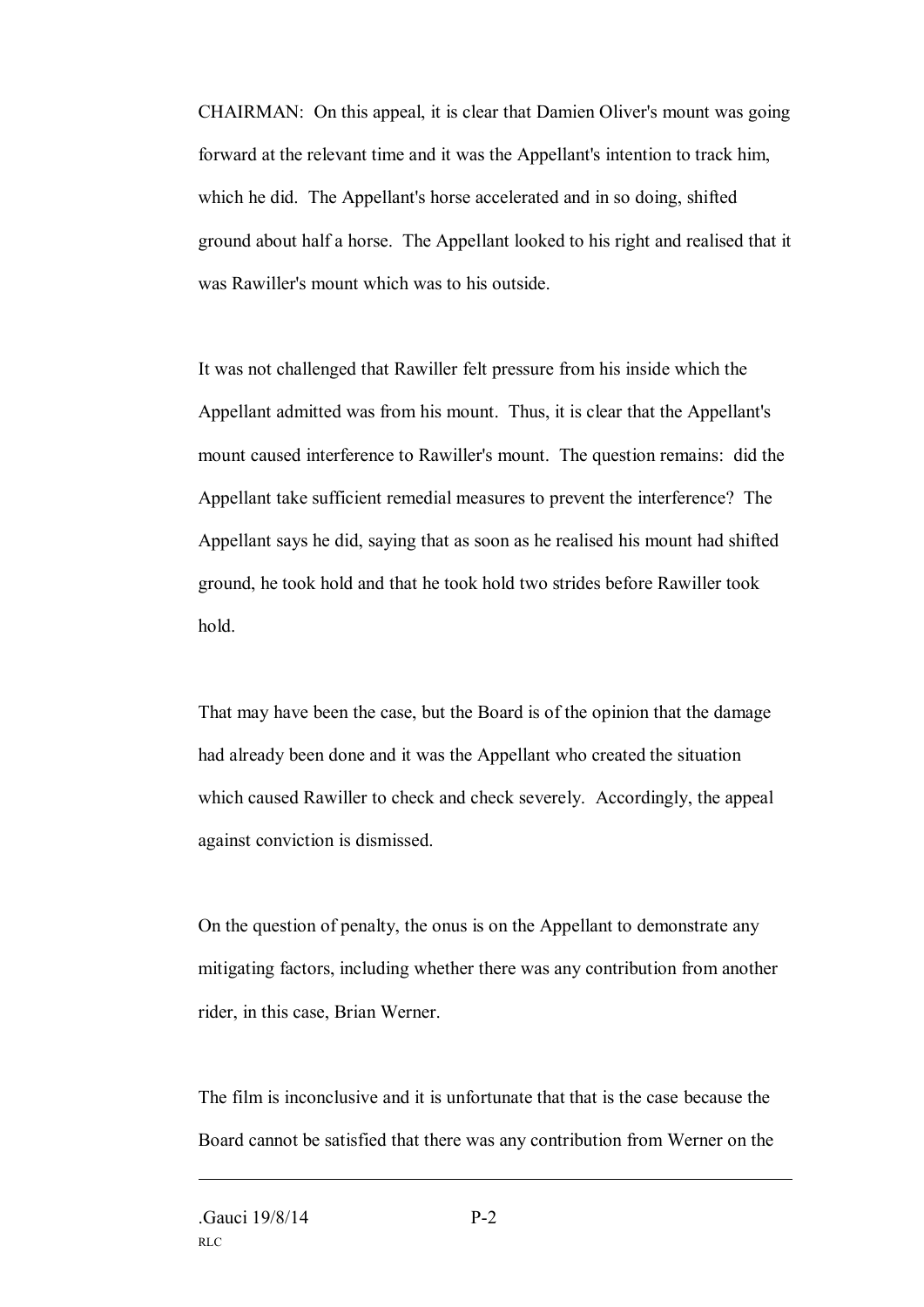CHAIRMAN: On this appeal, it is clear that Damien Oliver's mount was going forward at the relevant time and it was the Appellant's intention to track him, which he did. The Appellant's horse accelerated and in so doing, shifted ground about half a horse. The Appellant looked to his right and realised that it was Rawiller's mount which was to his outside.

It was not challenged that Rawiller felt pressure from his inside which the Appellant admitted was from his mount. Thus, it is clear that the Appellant's mount caused interference to Rawiller's mount. The question remains: did the Appellant take sufficient remedial measures to prevent the interference? The Appellant says he did, saying that as soon as he realised his mount had shifted ground, he took hold and that he took hold two strides before Rawiller took hold.

That may have been the case, but the Board is of the opinion that the damage had already been done and it was the Appellant who created the situation which caused Rawiller to check and check severely. Accordingly, the appeal against conviction is dismissed.

On the question of penalty, the onus is on the Appellant to demonstrate any mitigating factors, including whether there was any contribution from another rider, in this case, Brian Werner.

The film is inconclusive and it is unfortunate that that is the case because the Board cannot be satisfied that there was any contribution from Werner on the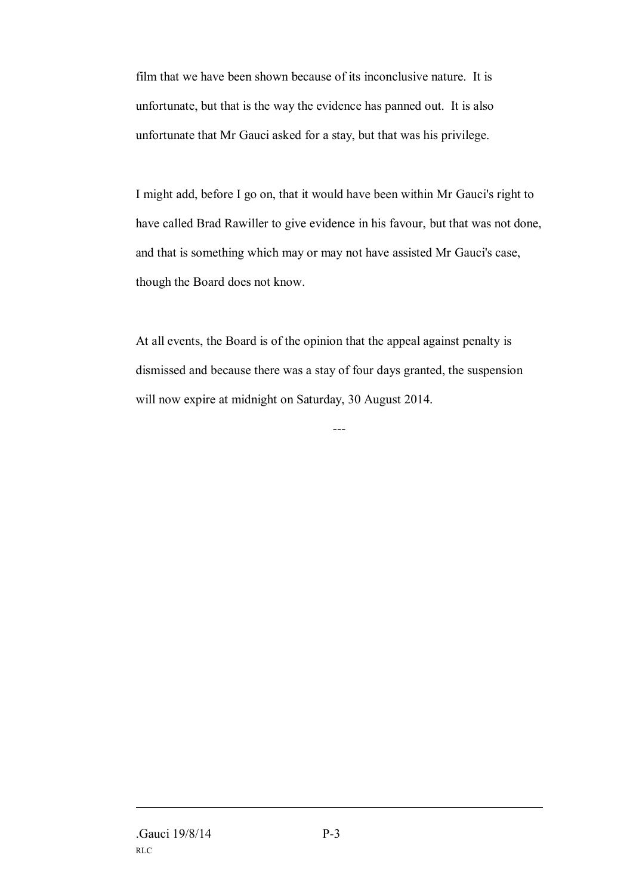film that we have been shown because of its inconclusive nature. It is unfortunate, but that is the way the evidence has panned out. It is also unfortunate that Mr Gauci asked for a stay, but that was his privilege.

I might add, before I go on, that it would have been within Mr Gauci's right to have called Brad Rawiller to give evidence in his favour, but that was not done, and that is something which may or may not have assisted Mr Gauci's case, though the Board does not know.

At all events, the Board is of the opinion that the appeal against penalty is dismissed and because there was a stay of four days granted, the suspension will now expire at midnight on Saturday, 30 August 2014.

---